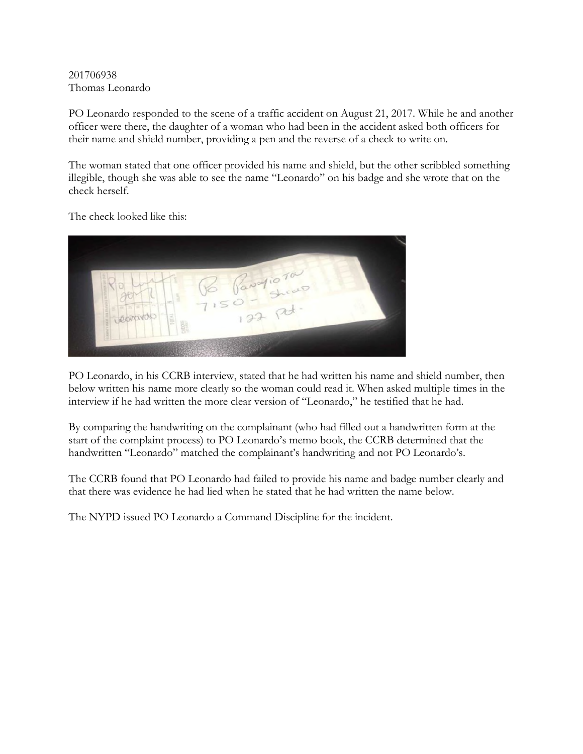201706938
Thomas Leonardo

PO Leonardo responded to the scene of a traffic accident on August 21, 2017. While he and another officer were there, the daughter of a woman who had been in the accident asked both officers for their name and shield number, providing a pen and the reverse of a check to write on.

The woman stated that one officer provided his name and shield, but the other scribbled something illegible, though she was able to see the name "Leonardo" on his badge and she wrote that on the check herself.

The check looked like this:

PO Leonardo, in his CCRB interview, stated that he had written his name and shield number, then below written his name more clearly so the woman could read it. When asked multiple times in the interview if he had written the more clear version of "Leonardo," he testified that he had.

By comparing the handwriting on the complainant (who had filled out a handwritten form at the start of the complaint process) to PO Leonardo's memo book, the CCRB determined that the handwritten "Leonardo" matched the complainant's handwriting and not PO Leonardo's.

The CCRB found that PO Leonardo had failed to provide his name and badge number clearly and that there was evidence he had lied when he stated that he had written the name below.

The NYPD issued PO Leonardo a Command Discipline for the incident.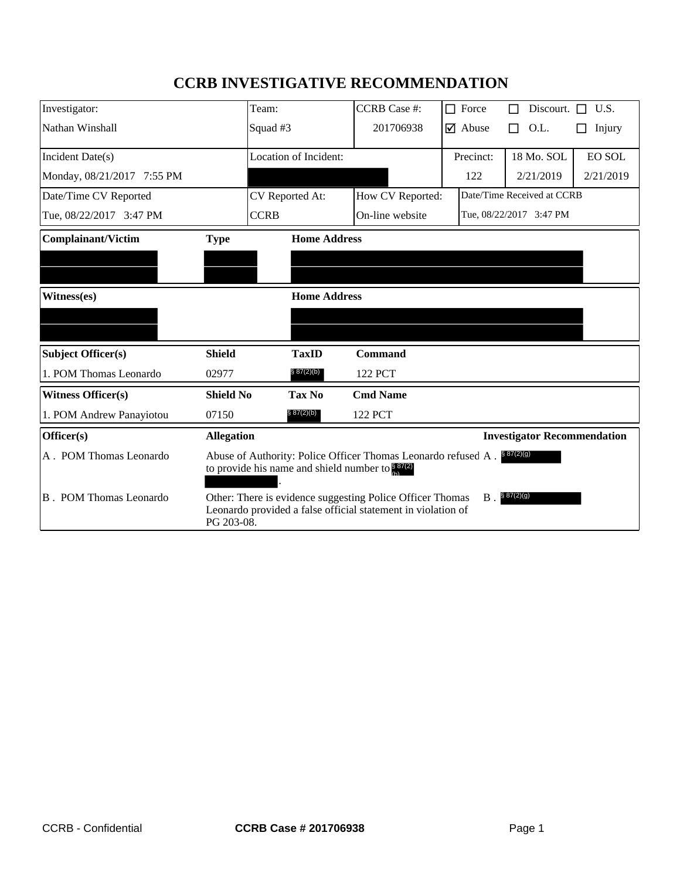# CCRB INVESTIGATIVE RECOMMENDATION

| Investigator: | Team: | CCRB Case #: | ☐ Force | ☐ Discourt. | ☐ U.S. |
|---|---|---|---|---|---|
| Nathan Winshall | Squad #3 | 201706938 | ☑ Abuse | ☐ O.L. | ☐ Injury |

| Incident Date(s) | Location of Incident: | Precinct: | 18 Mo. SOL | EO SOL |
|---|---|---|---|---|
| Monday, 08/21/2017 7:55 PM | | 122 | 2/21/2019 | 2/21/2019 |

| Date/Time CV Reported | CV Reported At: | How CV Reported: | Date/Time Received at CCRB |
|---|---|---|---|
| Tue, 08/22/2017 3:47 PM | CCRB | On-line website | Tue, 08/22/2017 3:47 PM |

| Complainant/Victim | Type | Home Address |
|---|---|---|
| | | |
| | | |

| Witness(es) | Home Address |
|---|---|
| | |
| | |

| Subject Officer(s) | Shield | TaxID | Command |
|---|---|---|---|
| 1. POM Thomas Leonardo | 02977 | § 87(2)(b) | 122 PCT |

| Witness Officer(s) | Shield No | Tax No | Cmd Name |
|---|---|---|---|
| 1. POM Andrew Panayiotou | 07150 | § 87(2)(b) | 122 PCT |

| Officer(s) | Allegation | Investigator Recommendation |
|---|---|---|
| A . POM Thomas Leonardo | Abuse of Authority: Police Officer Thomas Leonardo refused to provide his name and shield number to § 87(2)(b) . | A . § 87(2)(g) |
| B . POM Thomas Leonardo | Other: There is evidence suggesting Police Officer Thomas Leonardo provided a false official statement in violation of PG 203-08. | B . § 87(2)(g) |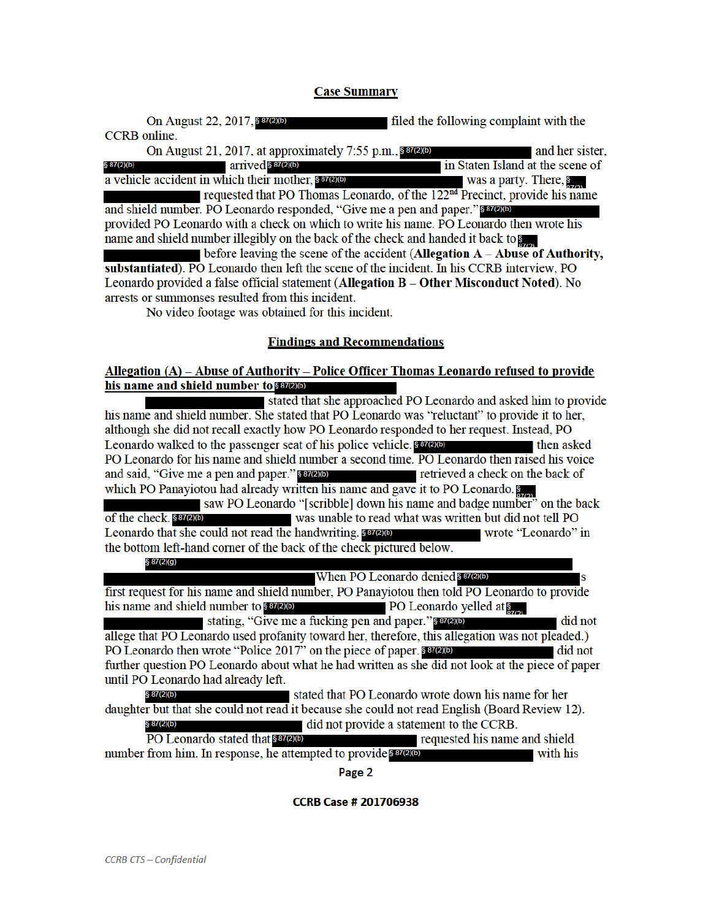## Case Summary

On August 22, 2017, § 87(2)(b) filed the following complaint with the CCRB online.

On August 21, 2017, at approximately 7:55 p.m., § 87(2)(b) and her sister, § 87(2)(b) arrived § 87(2)(b) in Staten Island at the scene of a vehicle accident in which their mother, § 87(2)(b) was a party. There, § 87(2) requested that PO Thomas Leonardo, of the 122[nd] Precinct, provide his name and shield number. PO Leonardo responded, "Give me a pen and paper." § 87(2)(b) provided PO Leonardo with a check on which to write his name. PO Leonardo then wrote his name and shield number illegibly on the back of the check and handed it back to § 87(2) before leaving the scene of the accident (**Allegation A** – **Abuse of Authority, substantiated**). PO Leonardo then left the scene of the incident. In his CCRB interview, PO Leonardo provided a false official statement (**Allegation B** – **Other Misconduct Noted**). No arrests or summonses resulted from this incident.

No video footage was obtained for this incident.

## Findings and Recommendations

**Allegation (A) – Abuse of Authority – Police Officer Thomas Leonardo refused to provide his name and shield number to** § 87(2)(b)

stated that she approached PO Leonardo and asked him to provide his name and shield number. She stated that PO Leonardo was "reluctant" to provide it to her, although she did not recall exactly how PO Leonardo responded to her request. Instead, PO Leonardo walked to the passenger seat of his police vehicle. § 87(2)(b) then asked PO Leonardo for his name and shield number a second time. PO Leonardo then raised his voice and said, "Give me a pen and paper." § 87(2)(b) retrieved a check on the back of which PO Panayiotou had already written his name and gave it to PO Leonardo. § saw PO Leonardo "[scribble] down his name and badge number" on the back of the check. § 87(2)(b) was unable to read what was written but did not tell PO Leonardo that she could not read the handwriting. § 87(2)(b) wrote "Leonardo" in the bottom left-hand corner of the back of the check pictured below.

§ 87(2)(g) When PO Leonardo denied § 87(2)(b) s first request for his name and shield number, PO Panayiotou then told PO Leonardo to provide his name and shield number to § 87(2)(b) PO Leonardo yelled at § 87(2) stating, "Give me a fucking pen and paper." § 87(2)(b) did not allege that PO Leonardo used profanity toward her, therefore, this allegation was not pleaded.) PO Leonardo then wrote "Police 2017" on the piece of paper. § 87(2)(b) did not further question PO Leonardo about what he had written as she did not look at the piece of paper until PO Leonardo had already left.

§ 87(2)(b) stated that PO Leonardo wrote down his name for her daughter but that she could not read it because she could not read English (Board Review 12).

§ 87(2)(b) did not provide a statement to the CCRB.

PO Leonardo stated that § 87(2)(b) requested his name and shield number from him. In response, he attempted to provide § 87(2)(b) with his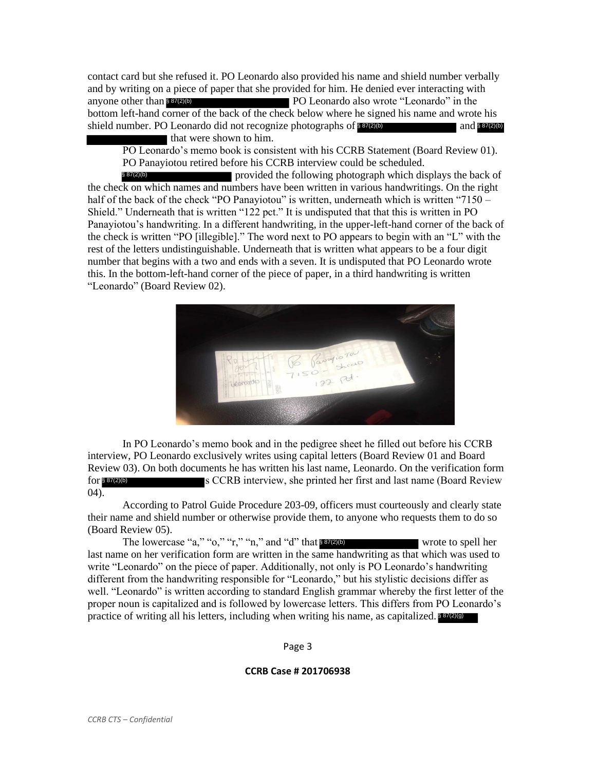contact card but she refused it. PO Leonardo also provided his name and shield number verbally and by writing on a piece of paper that she provided for him. He denied ever interacting with anyone other than § 87(2)(b) PO Leonardo also wrote "Leonardo" in the bottom left-hand corner of the back of the check below where he signed his name and wrote his shield number. PO Leonardo did not recognize photographs of § 87(2)(b) and § 87(2)(b) that were shown to him.

PO Leonardo's memo book is consistent with his CCRB Statement (Board Review 01).

PO Panayiotou retired before his CCRB interview could be scheduled.

§ 87(2)(b) provided the following photograph which displays the back of the check on which names and numbers have been written in various handwritings. On the right half of the back of the check "PO Panayiotou" is written, underneath which is written "7150 – Shield." Underneath that is written "122 pct." It is undisputed that that this is written in PO Panayiotou's handwriting. In a different handwriting, in the upper-left-hand corner of the back of the check is written "PO [illegible]." The word next to PO appears to begin with an "L" with the rest of the letters undistinguishable. Underneath that is written what appears to be a four digit number that begins with a two and ends with a seven. It is undisputed that PO Leonardo wrote this. In the bottom-left-hand corner of the piece of paper, in a third handwriting is written "Leonardo" (Board Review 02).

In PO Leonardo's memo book and in the pedigree sheet he filled out before his CCRB interview, PO Leonardo exclusively writes using capital letters (Board Review 01 and Board Review 03). On both documents he has written his last name, Leonardo. On the verification form for § 87(2)(b) s CCRB interview, she printed her first and last name (Board Review 04).

According to Patrol Guide Procedure 203-09, officers must courteously and clearly state their name and shield number or otherwise provide them, to anyone who requests them to do so (Board Review 05).

The lowercase "a," "o," "r," "n," and "d" that § 87(2)(b) wrote to spell her last name on her verification form are written in the same handwriting as that which was used to write "Leonardo" on the piece of paper. Additionally, not only is PO Leonardo's handwriting different from the handwriting responsible for "Leonardo," but his stylistic decisions differ as well. "Leonardo" is written according to standard English grammar whereby the first letter of the proper noun is capitalized and is followed by lowercase letters. This differs from PO Leonardo's practice of writing all his letters, including when writing his name, as capitalized. § 87(2)(g)

CCRB Case # 201706938

CCRB CTS – Confidential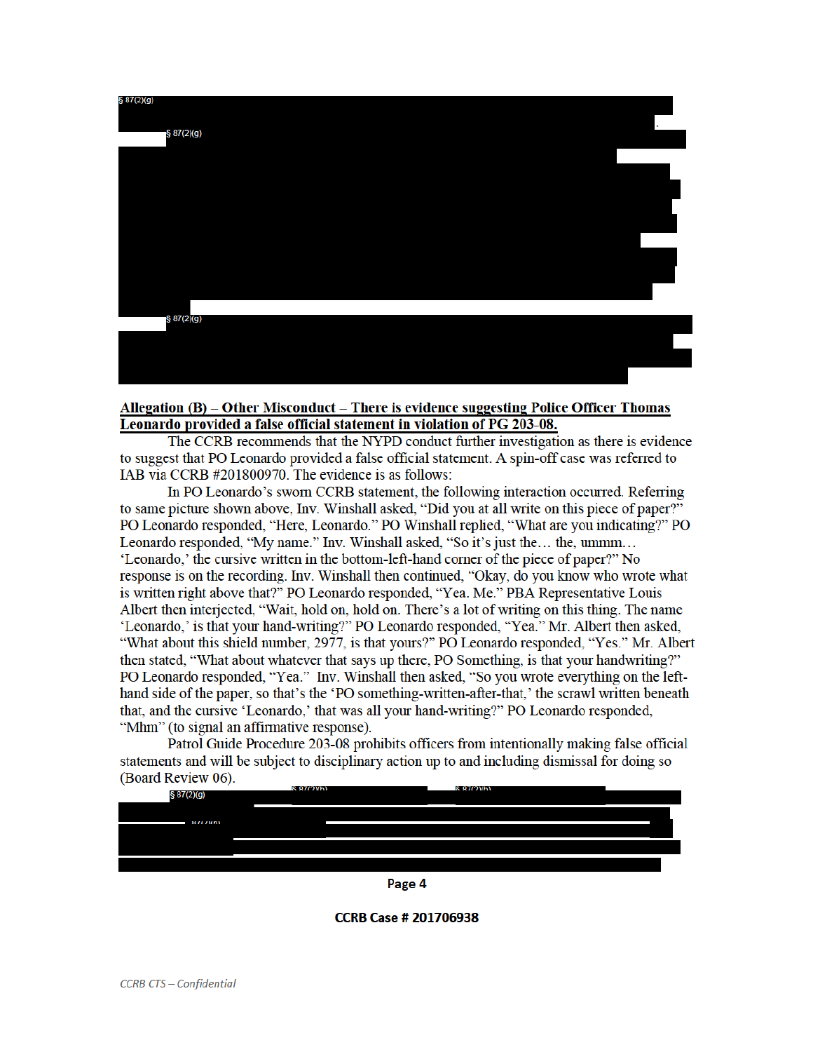§ 87(2)(g)

§ 87(2)(g)

§ 87(2)(g)

**Allegation (B) – Other Misconduct – There is evidence suggesting Police Officer Thomas Leonardo provided a false official statement in violation of PG 203-08.**

The CCRB recommends that the NYPD conduct further investigation as there is evidence to suggest that PO Leonardo provided a false official statement. A spin-off case was referred to IAB via CCRB #201800970. The evidence is as follows:

In PO Leonardo's sworn CCRB statement, the following interaction occurred. Referring to same picture shown above, Inv. Winshall asked, "Did you at all write on this piece of paper?" PO Leonardo responded, "Here, Leonardo." PO Winshall replied, "What are you indicating?" PO Leonardo responded, "My name." Inv. Winshall asked, "So it's just the… the, ummm… 'Leonardo,' the cursive written in the bottom-left-hand corner of the piece of paper?" No response is on the recording. Inv. Winshall then continued, "Okay, do you know who wrote what is written right above that?" PO Leonardo responded, "Yea. Me." PBA Representative Louis Albert then interjected, "Wait, hold on, hold on. There's a lot of writing on this thing. The name 'Leonardo,' is that your hand-writing?" PO Leonardo responded, "Yea." Mr. Albert then asked, "What about this shield number, 2977, is that yours?" PO Leonardo responded, "Yes." Mr. Albert then stated, "What about whatever that says up there, PO Something, is that your handwriting?" PO Leonardo responded, "Yea." Inv. Winshall then asked, "So you wrote everything on the left-hand side of the paper, so that's the 'PO something-written-after-that,' the scrawl written beneath that, and the cursive 'Leonardo,' that was all your hand-writing?" PO Leonardo responded, "Mhm" (to signal an affirmative response).

Patrol Guide Procedure 203-08 prohibits officers from intentionally making false official statements and will be subject to disciplinary action up to and including dismissal for doing so (Board Review 06).

§ 87(2)(g) § 87(2)(b) § 87(2)(b)

§ 87(2)(b)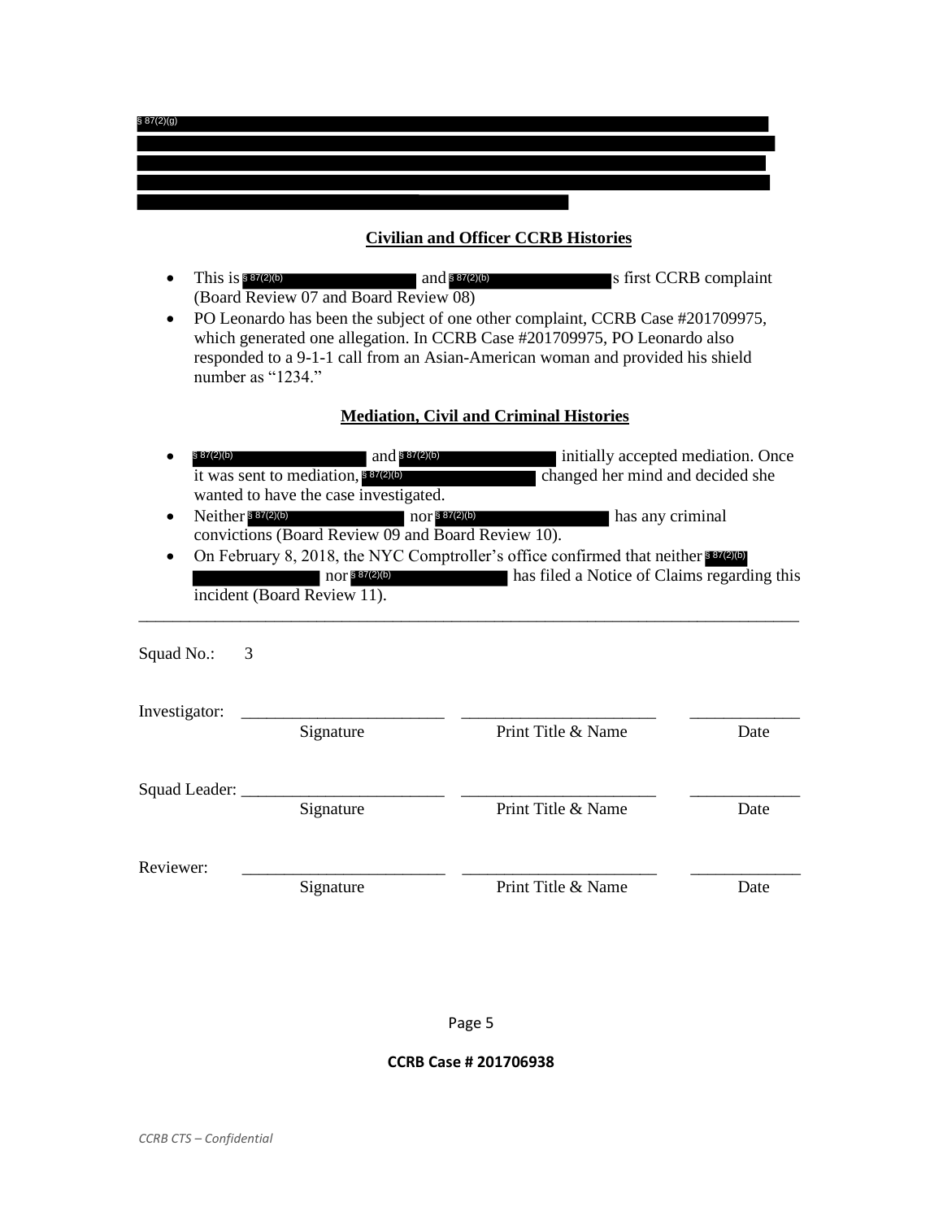§ 87(2)(g)

## Civilian and Officer CCRB Histories

- This is § 87(2)(b) and § 87(2)(b) s first CCRB complaint (Board Review 07 and Board Review 08)
- PO Leonardo has been the subject of one other complaint, CCRB Case #201709975, which generated one allegation. In CCRB Case #201709975, PO Leonardo also responded to a 9-1-1 call from an Asian-American woman and provided his shield number as "1234."

## Mediation, Civil and Criminal Histories

- § 87(2)(b) and § 87(2)(b) initially accepted mediation. Once it was sent to mediation, § 87(2)(b) changed her mind and decided she wanted to have the case investigated.
- Neither § 87(2)(b) nor § 87(2)(b) has any criminal convictions (Board Review 09 and Board Review 10).
- On February 8, 2018, the NYC Comptroller's office confirmed that neither § 87(2)(b) nor § 87(2)(b) has filed a Notice of Claims regarding this incident (Board Review 11).

---

Squad No.: 3

Investigator: ______________________ ______________________ ____________
Signature | Print Title & Name | Date

Squad Leader: ______________________ ______________________ ____________
Signature | Print Title & Name | Date

Reviewer: ______________________ ______________________ ____________
Signature | Print Title & Name | Date